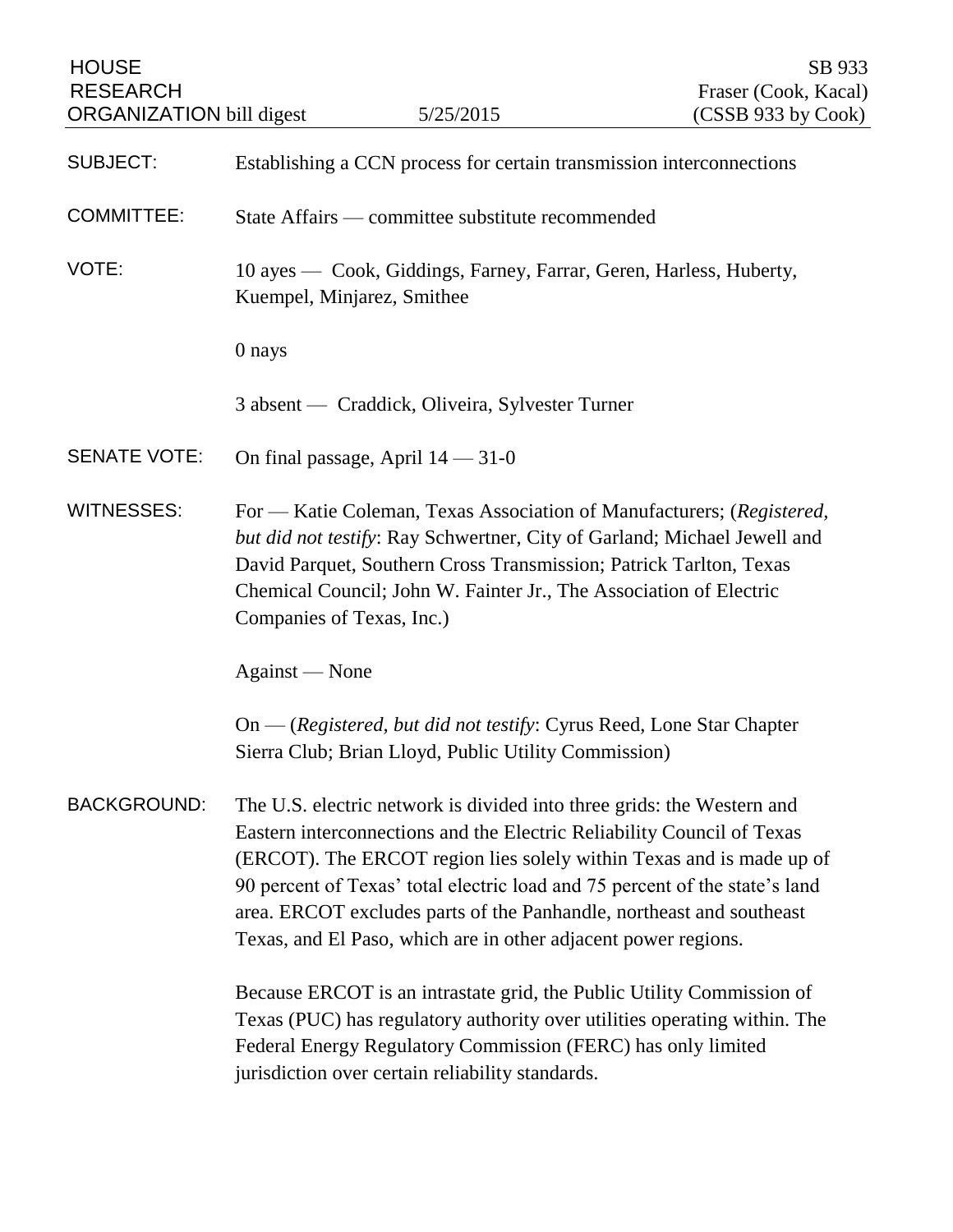HOUSE RESEARCH ORGANIZATION bill digest 5/25/2015

SB 933
Fraser (Cook, Kacal)
(CSSB 933 by Cook)

SUBJECT: Establishing a CCN process for certain transmission interconnections

COMMITTEE: State Affairs — committee substitute recommended

VOTE: 10 ayes — Cook, Giddings, Farney, Farrar, Geren, Harless, Huberty, Kuempel, Minjarez, Smithee

0 nays

3 absent — Craddick, Oliveira, Sylvester Turner

SENATE VOTE: On final passage, April 14 — 31-0

WITNESSES: For — Katie Coleman, Texas Association of Manufacturers; (*Registered, but did not testify*: Ray Schwertner, City of Garland; Michael Jewell and David Parquet, Southern Cross Transmission; Patrick Tarlton, Texas Chemical Council; John W. Fainter Jr., The Association of Electric Companies of Texas, Inc.)

Against — None

On — (*Registered, but did not testify*: Cyrus Reed, Lone Star Chapter Sierra Club; Brian Lloyd, Public Utility Commission)

BACKGROUND: The U.S. electric network is divided into three grids: the Western and Eastern interconnections and the Electric Reliability Council of Texas (ERCOT). The ERCOT region lies solely within Texas and is made up of 90 percent of Texas' total electric load and 75 percent of the state's land area. ERCOT excludes parts of the Panhandle, northeast and southeast Texas, and El Paso, which are in other adjacent power regions.

Because ERCOT is an intrastate grid, the Public Utility Commission of Texas (PUC) has regulatory authority over utilities operating within. The Federal Energy Regulatory Commission (FERC) has only limited jurisdiction over certain reliability standards.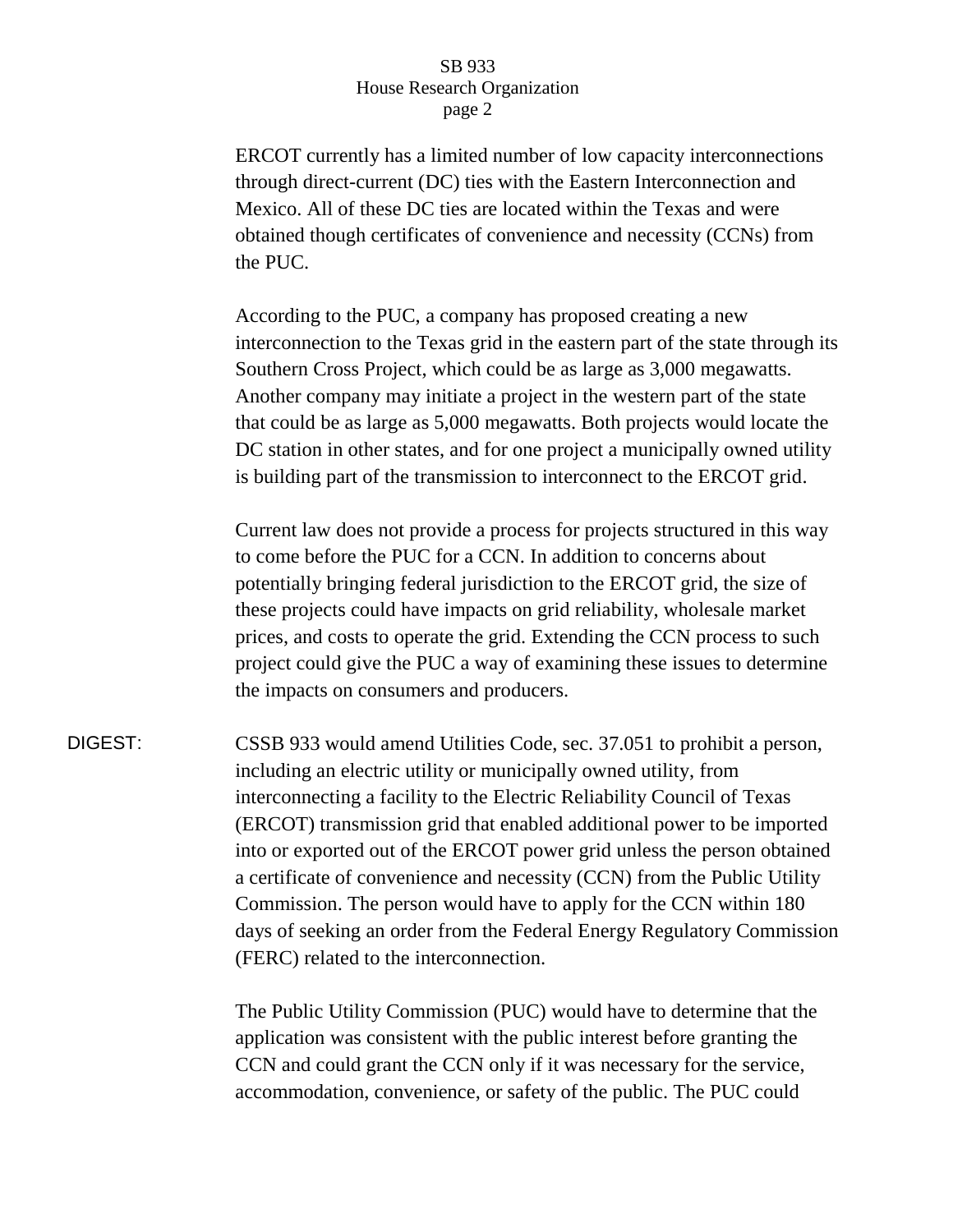ERCOT currently has a limited number of low capacity interconnections through direct-current (DC) ties with the Eastern Interconnection and Mexico. All of these DC ties are located within the Texas and were obtained though certificates of convenience and necessity (CCNs) from the PUC.

According to the PUC, a company has proposed creating a new interconnection to the Texas grid in the eastern part of the state through its Southern Cross Project, which could be as large as 3,000 megawatts. Another company may initiate a project in the western part of the state that could be as large as 5,000 megawatts. Both projects would locate the DC station in other states, and for one project a municipally owned utility is building part of the transmission to interconnect to the ERCOT grid.

Current law does not provide a process for projects structured in this way to come before the PUC for a CCN. In addition to concerns about potentially bringing federal jurisdiction to the ERCOT grid, the size of these projects could have impacts on grid reliability, wholesale market prices, and costs to operate the grid. Extending the CCN process to such project could give the PUC a way of examining these issues to determine the impacts on consumers and producers.

DIGEST: CSSB 933 would amend Utilities Code, sec. 37.051 to prohibit a person, including an electric utility or municipally owned utility, from interconnecting a facility to the Electric Reliability Council of Texas (ERCOT) transmission grid that enabled additional power to be imported into or exported out of the ERCOT power grid unless the person obtained a certificate of convenience and necessity (CCN) from the Public Utility Commission. The person would have to apply for the CCN within 180 days of seeking an order from the Federal Energy Regulatory Commission (FERC) related to the interconnection.

The Public Utility Commission (PUC) would have to determine that the application was consistent with the public interest before granting the CCN and could grant the CCN only if it was necessary for the service, accommodation, convenience, or safety of the public. The PUC could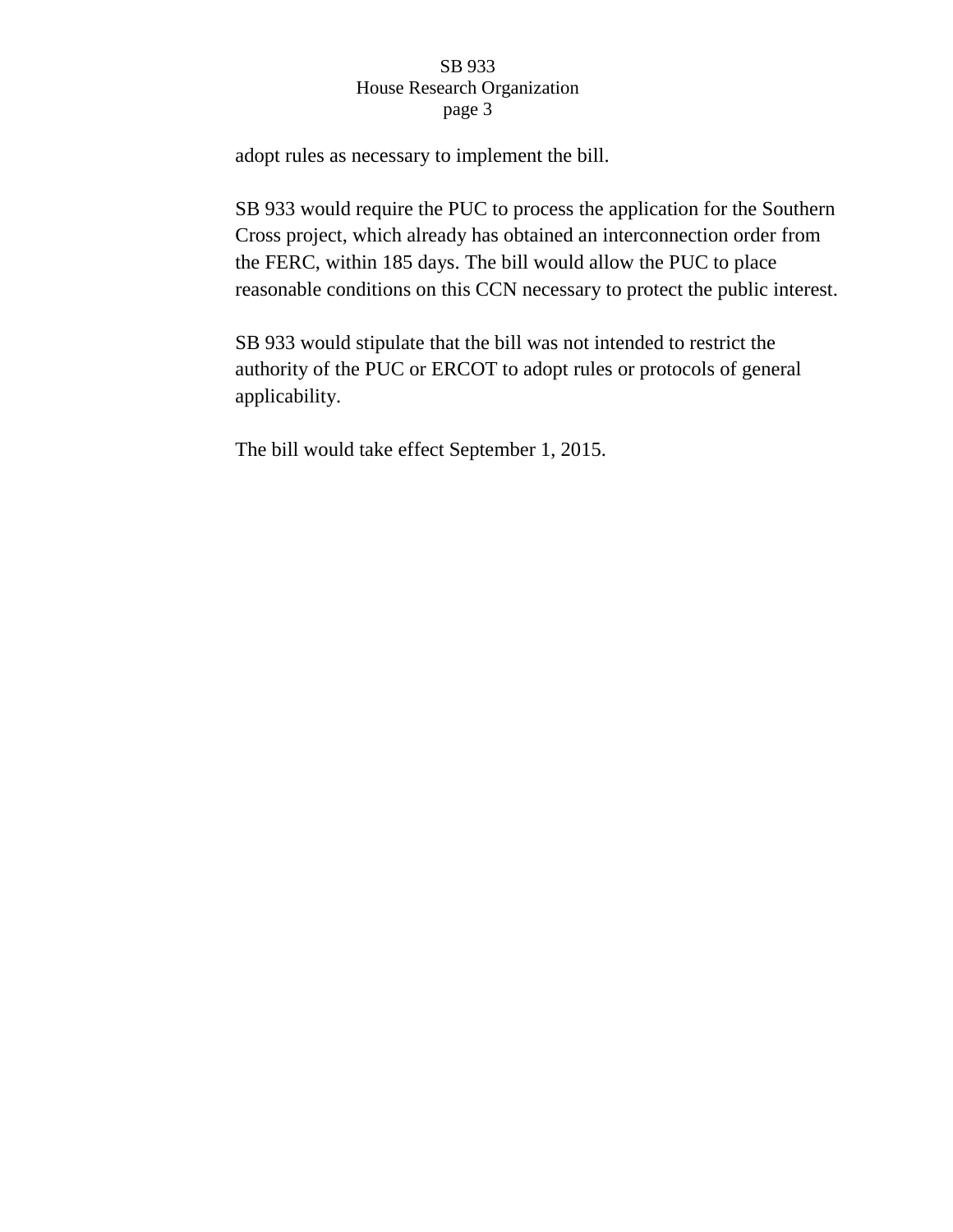adopt rules as necessary to implement the bill.

SB 933 would require the PUC to process the application for the Southern Cross project, which already has obtained an interconnection order from the FERC, within 185 days. The bill would allow the PUC to place reasonable conditions on this CCN necessary to protect the public interest.

SB 933 would stipulate that the bill was not intended to restrict the authority of the PUC or ERCOT to adopt rules or protocols of general applicability.

The bill would take effect September 1, 2015.